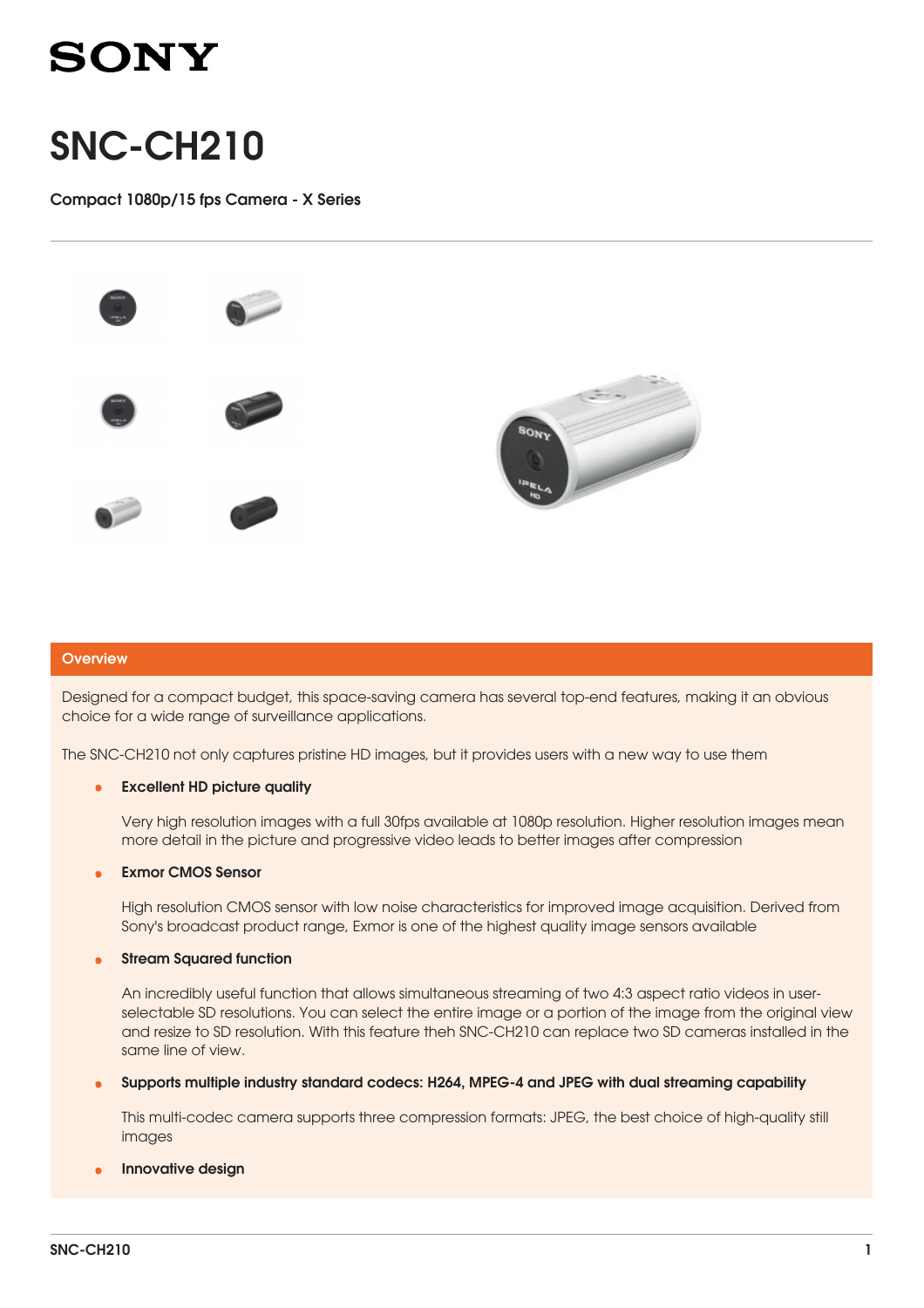# SONY

# SNC-CH210

**Compact 1080p/15 fps Camera - X Series**

## Overview

Designed for a compact budget, this space-saving camera has several top-end features, making it an obvious choice for a wide range of surveillance applications.

The SNC-CH210 not only captures pristine HD images, but it provides users with a new way to use them

- **Excellent HD picture quality**

  Very high resolution images with a full 30fps available at 1080p resolution. Higher resolution images mean more detail in the picture and progressive video leads to better images after compression

- **Exmor CMOS Sensor**

  High resolution CMOS sensor with low noise characteristics for improved image acquisition. Derived from Sony's broadcast product range, Exmor is one of the highest quality image sensors available

- **Stream Squared function**

  An incredibly useful function that allows simultaneous streaming of two 4:3 aspect ratio videos in user-selectable SD resolutions. You can select the entire image or a portion of the image from the original view and resize to SD resolution. With this feature theh SNC-CH210 can replace two SD cameras installed in the same line of view.

- **Supports multiple industry standard codecs: H264, MPEG-4 and JPEG with dual streaming capability**

  This multi-codec camera supports three compression formats: JPEG, the best choice of high-quality still images

- **Innovative design**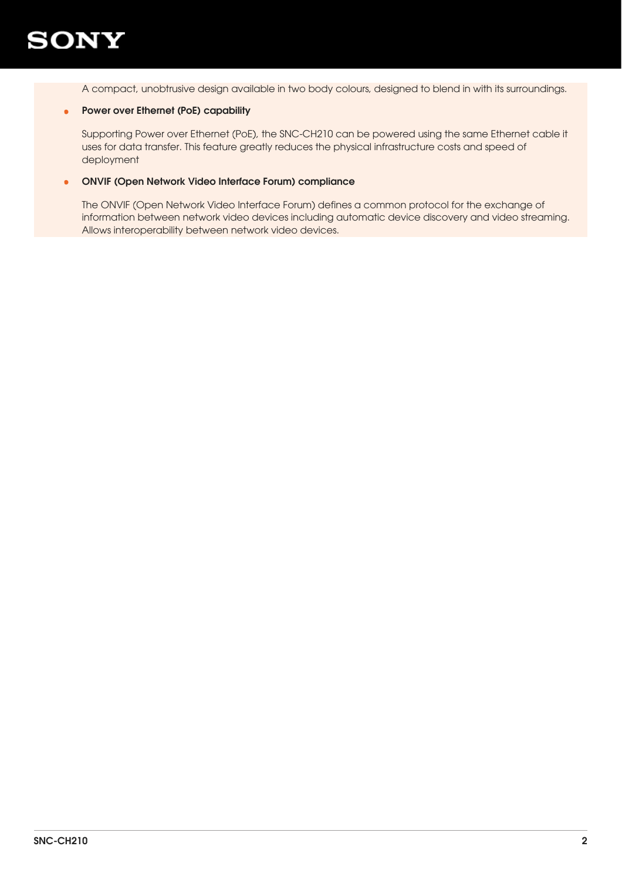A compact, unobtrusive design available in two body colours, designed to blend in with its surroundings.

- **Power over Ethernet (PoE) capability**

  Supporting Power over Ethernet (PoE), the SNC-CH210 can be powered using the same Ethernet cable it uses for data transfer. This feature greatly reduces the physical infrastructure costs and speed of deployment

- **ONVIF (Open Network Video Interface Forum) compliance**

  The ONVIF (Open Network Video Interface Forum) defines a common protocol for the exchange of information between network video devices including automatic device discovery and video streaming. Allows interoperability between network video devices.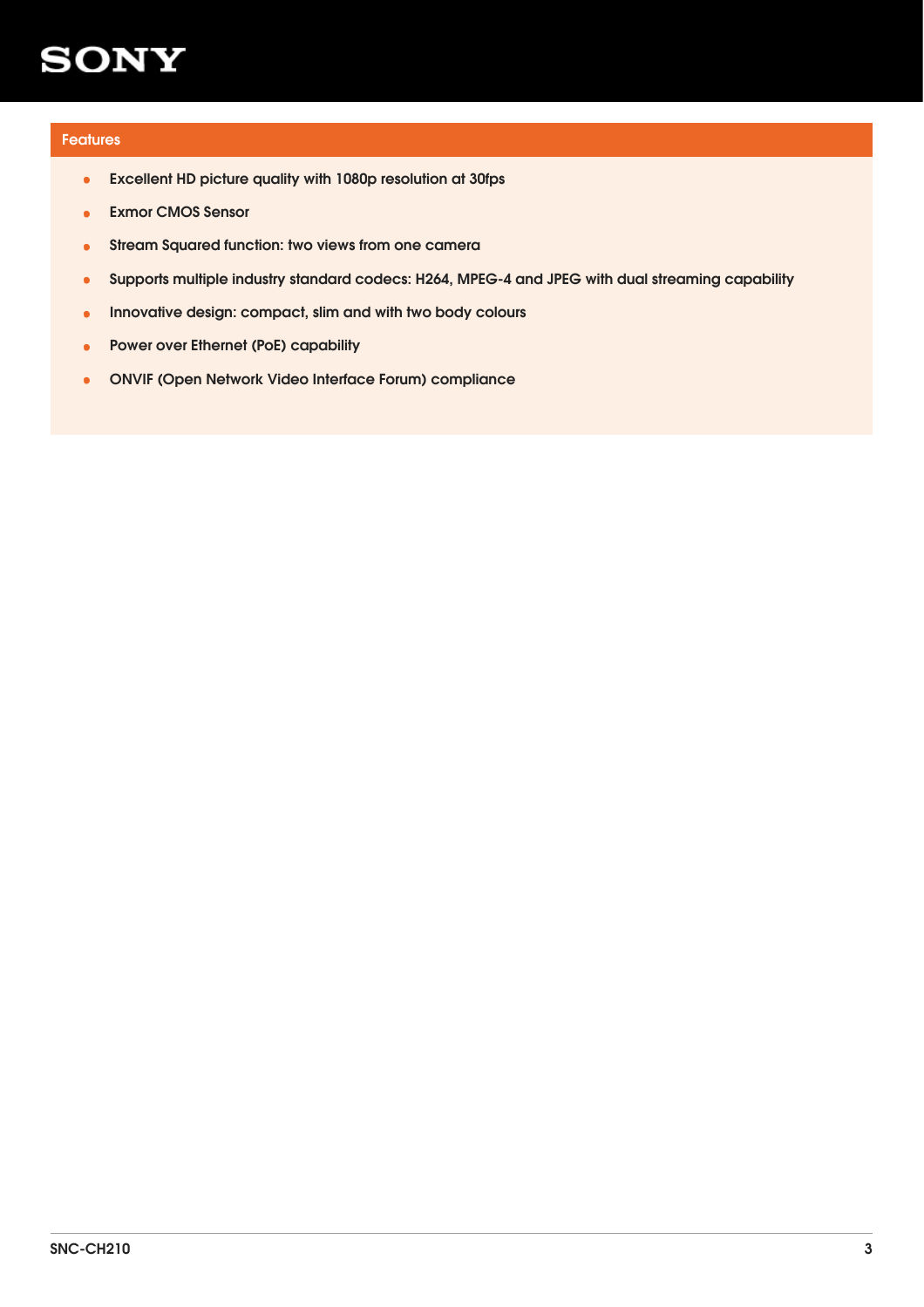## Features

- Excellent HD picture quality with 1080p resolution at 30fps
- Exmor CMOS Sensor
- Stream Squared function: two views from one camera
- Supports multiple industry standard codecs: H264, MPEG-4 and JPEG with dual streaming capability
- Innovative design: compact, slim and with two body colours
- Power over Ethernet (PoE) capability
- ONVIF (Open Network Video Interface Forum) compliance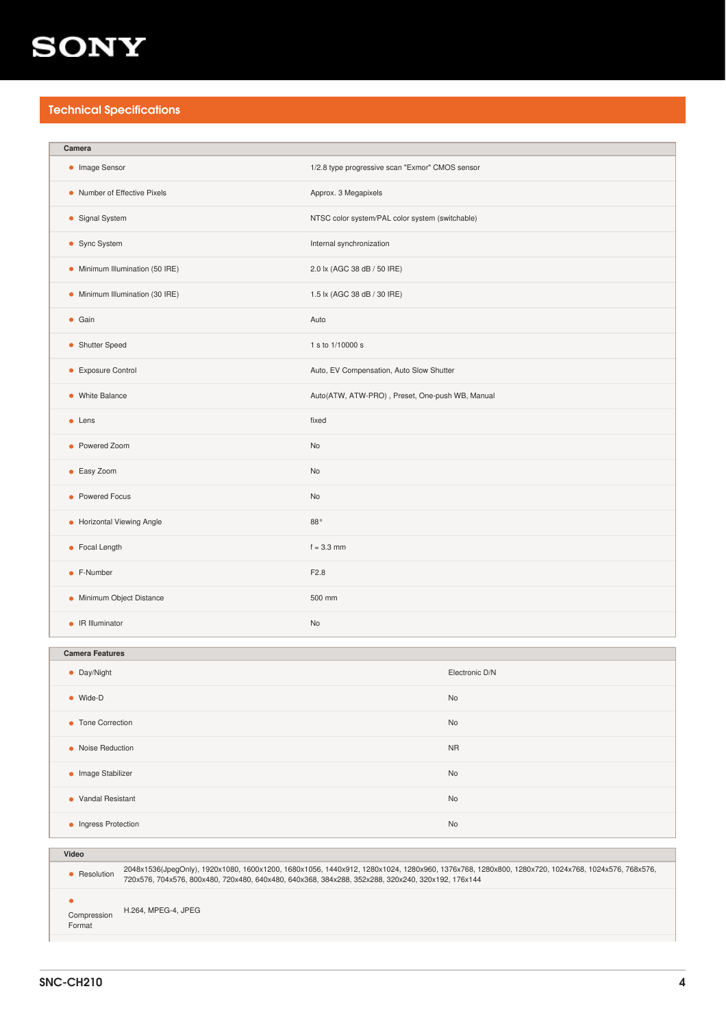## Technical Specifications

| Camera | |
|---|---|
| Image Sensor | 1/2.8 type progressive scan "Exmor" CMOS sensor |
| Number of Effective Pixels | Approx. 3 Megapixels |
| Signal System | NTSC color system/PAL color system (switchable) |
| Sync System | Internal synchronization |
| Minimum Illumination (50 IRE) | 2.0 lx (AGC 38 dB / 50 IRE) |
| Minimum Illumination (30 IRE) | 1.5 lx (AGC 38 dB / 30 IRE) |
| Gain | Auto |
| Shutter Speed | 1 s to 1/10000 s |
| Exposure Control | Auto, EV Compensation, Auto Slow Shutter |
| White Balance | Auto(ATW, ATW-PRO) , Preset, One-push WB, Manual |
| Lens | fixed |
| Powered Zoom | No |
| Easy Zoom | No |
| Powered Focus | No |
| Horizontal Viewing Angle | 88° |
| Focal Length | f = 3.3 mm |
| F-Number | F2.8 |
| Minimum Object Distance | 500 mm |
| IR Illuminator | No |

| Camera Features | |
|---|---|
| Day/Night | Electronic D/N |
| Wide-D | No |
| Tone Correction | No |
| Noise Reduction | NR |
| Image Stabilizer | No |
| Vandal Resistant | No |
| Ingress Protection | No |

| Video | |
|---|---|
| Resolution | 2048x1536(JpegOnly), 1920x1080, 1600x1200, 1680x1056, 1440x912, 1280x1024, 1280x960, 1376x768, 1280x800, 1280x720, 1024x768, 1024x576, 768x576, 720x576, 704x576, 800x480, 720x480, 640x480, 640x368, 384x288, 352x288, 320x240, 320x192, 176x144 |
| Compression Format | H.264, MPEG-4, JPEG |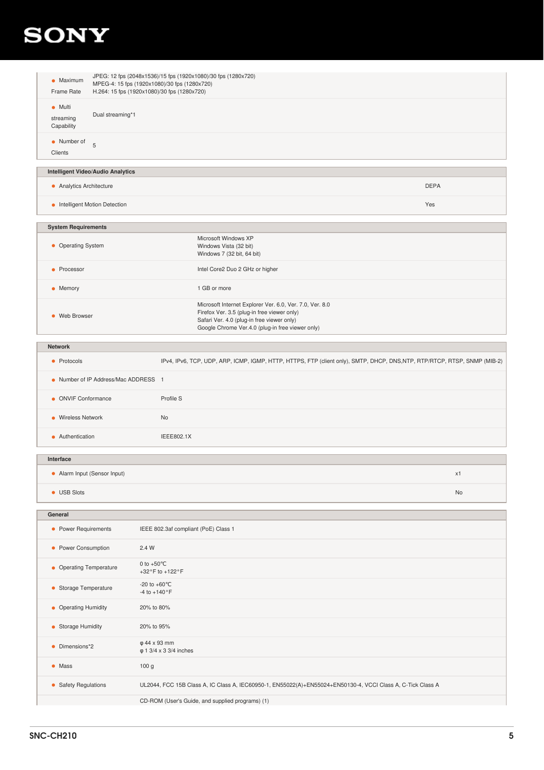| | |
|---|---|
| Maximum Frame Rate | JPEG: 12 fps (2048x1536)/15 fps (1920x1080)/30 fps (1280x720)<br>MPEG-4: 15 fps (1920x1080)/30 fps (1280x720)<br>H.264: 15 fps (1920x1080)/30 fps (1280x720) |
| Multi streaming Capability | Dual streaming*1 |
| Number of Clients | 5 |

## Intelligent Video/Audio Analytics

| | |
|---|---|
| Analytics Architecture | DEPA |
| Intelligent Motion Detection | Yes |

## System Requirements

| | |
|---|---|
| Operating System | Microsoft Windows XP<br>Windows Vista (32 bit)<br>Windows 7 (32 bit, 64 bit) |
| Processor | Intel Core2 Duo 2 GHz or higher |
| Memory | 1 GB or more |
| Web Browser | Microsoft Internet Explorer Ver. 6.0, Ver. 7.0, Ver. 8.0<br>Firefox Ver. 3.5 (plug-in free viewer only)<br>Safari Ver. 4.0 (plug-in free viewer only)<br>Google Chrome Ver.4.0 (plug-in free viewer only) |

## Network

| | |
|---|---|
| Protocols | IPv4, IPv6, TCP, UDP, ARP, ICMP, IGMP, HTTP, HTTPS, FTP (client only), SMTP, DHCP, DNS,NTP, RTP/RTCP, RTSP, SNMP (MIB-2) |
| Number of IP Address/Mac ADDRESS | 1 |
| ONVIF Conformance | Profile S |
| Wireless Network | No |
| Authentication | IEEE802.1X |

## Interface

| | |
|---|---|
| Alarm Input (Sensor Input) | x1 |
| USB Slots | No |

## General

| | |
|---|---|
| Power Requirements | IEEE 802.3af compliant (PoE) Class 1 |
| Power Consumption | 2.4 W |
| Operating Temperature | 0 to +50℃<br>+32°F to +122°F |
| Storage Temperature | -20 to +60℃<br>-4 to +140°F |
| Operating Humidity | 20% to 80% |
| Storage Humidity | 20% to 95% |
| Dimensions*2 | φ 44 x 93 mm<br>φ 1 3/4 x 3 3/4 inches |
| Mass | 100 g |
| Safety Regulations | UL2044, FCC 15B Class A, IC Class A, IEC60950-1, EN55022(A)+EN55024+EN50130-4, VCCI Class A, C-Tick Class A |
| | CD-ROM (User's Guide, and supplied programs) (1) |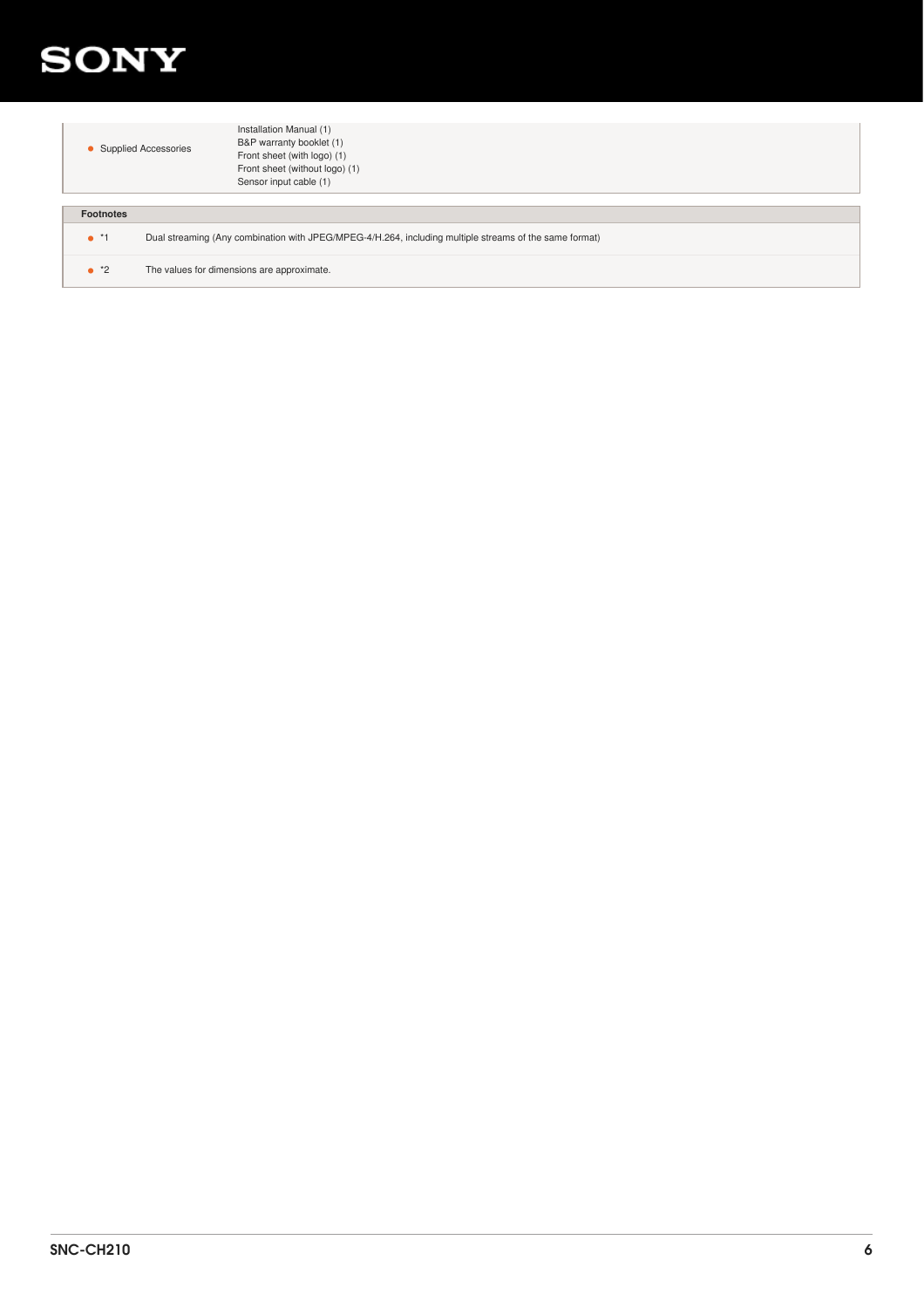| | |
|---|---|
| Supplied Accessories | Installation Manual (1)<br>B&P warranty booklet (1)<br>Front sheet (with logo) (1)<br>Front sheet (without logo) (1)<br>Sensor input cable (1) |

**Footnotes**

| | |
|---|---|
| *1 | Dual streaming (Any combination with JPEG/MPEG-4/H.264, including multiple streams of the same format) |
| *2 | The values for dimensions are approximate. |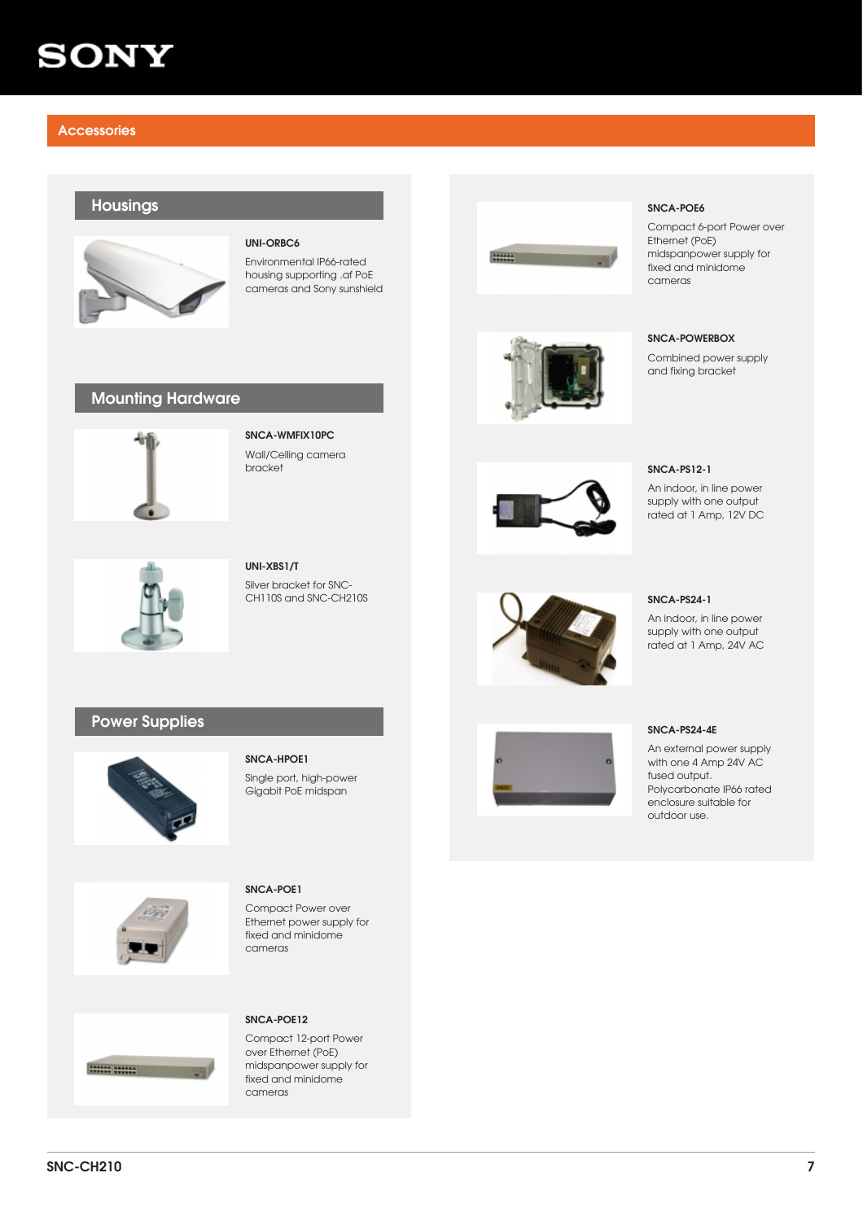# Accessories

## Housings

**UNI-ORBC6**

Environmental IP66-rated housing supporting .af PoE cameras and Sony sunshield

## Mounting Hardware

**SNCA-WMFIX10PC**

Wall/Ceiling camera bracket

**UNI-XBS1/T**

Silver bracket for SNC-CH110S and SNC-CH210S

## Power Supplies

**SNCA-HPOE1**

Single port, high-power Gigabit PoE midspan

**SNCA-POE1**

Compact Power over Ethernet power supply for fixed and minidome cameras

**SNCA-POE12**

Compact 12-port Power over Ethernet (PoE) midspanpower supply for fixed and minidome cameras

**SNCA-POE6**

Compact 6-port Power over Ethernet (PoE) midspanpower supply for fixed and minidome cameras

**SNCA-POWERBOX**

Combined power supply and fixing bracket

**SNCA-PS12-1**

An indoor, in line power supply with one output rated at 1 Amp, 12V DC

**SNCA-PS24-1**

An indoor, in line power supply with one output rated at 1 Amp, 24V AC

**SNCA-PS24-4E**

An external power supply with one 4 Amp 24V AC fused output. Polycarbonate IP66 rated enclosure suitable for outdoor use.